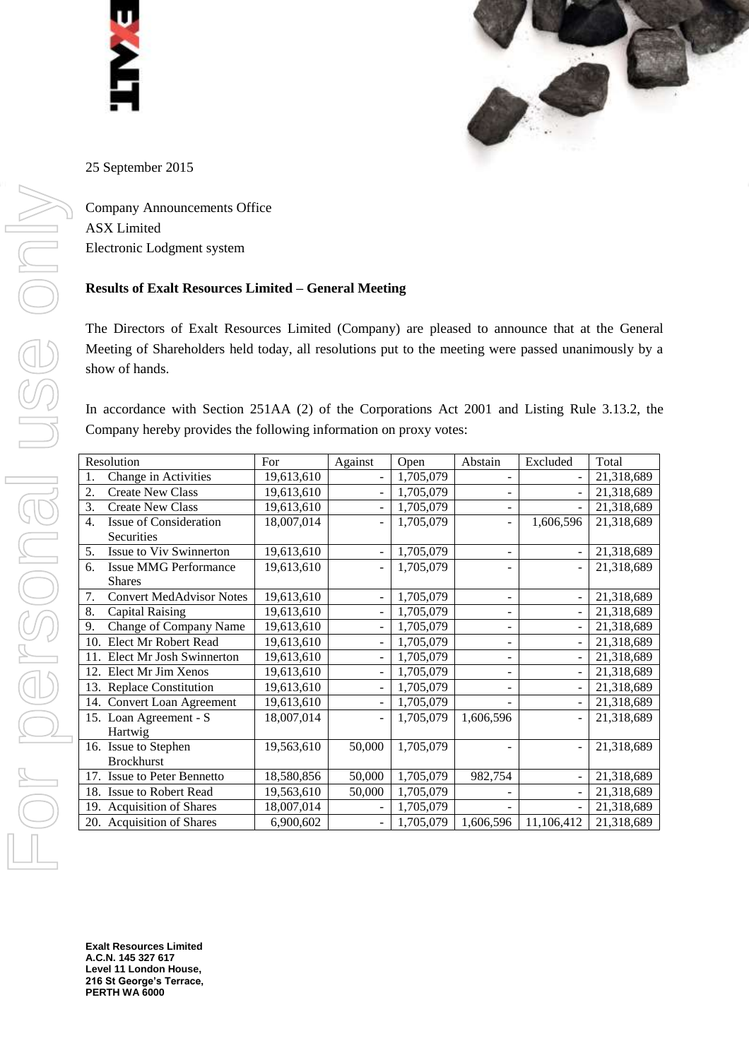25 September 2015

Company Announcements Office
ASX Limited
Electronic Lodgment system

**Results of Exalt Resources Limited – General Meeting**

The Directors of Exalt Resources Limited (Company) are pleased to announce that at the General Meeting of Shareholders held today, all resolutions put to the meeting were passed unanimously by a show of hands.

In accordance with Section 251AA (2) of the Corporations Act 2001 and Listing Rule 3.13.2, the Company hereby provides the following information on proxy votes:

| Resolution | For | Against | Open | Abstain | Excluded | Total |
|---|---|---|---|---|---|---|
| 1. Change in Activities | 19,613,610 | - | 1,705,079 | - | - | 21,318,689 |
| 2. Create New Class | 19,613,610 | - | 1,705,079 | - | - | 21,318,689 |
| 3. Create New Class | 19,613,610 | - | 1,705,079 | - | - | 21,318,689 |
| 4. Issue of Consideration Securities | 18,007,014 | - | 1,705,079 | - | 1,606,596 | 21,318,689 |
| 5. Issue to Viv Swinnerton | 19,613,610 | - | 1,705,079 | - | - | 21,318,689 |
| 6. Issue MMG Performance Shares | 19,613,610 | - | 1,705,079 | - | - | 21,318,689 |
| 7. Convert MedAdvisor Notes | 19,613,610 | - | 1,705,079 | - | - | 21,318,689 |
| 8. Capital Raising | 19,613,610 | - | 1,705,079 | - | - | 21,318,689 |
| 9. Change of Company Name | 19,613,610 | - | 1,705,079 | - | - | 21,318,689 |
| 10. Elect Mr Robert Read | 19,613,610 | - | 1,705,079 | - | - | 21,318,689 |
| 11. Elect Mr Josh Swinnerton | 19,613,610 | - | 1,705,079 | - | - | 21,318,689 |
| 12. Elect Mr Jim Xenos | 19,613,610 | - | 1,705,079 | - | - | 21,318,689 |
| 13. Replace Constitution | 19,613,610 | - | 1,705,079 | - | - | 21,318,689 |
| 14. Convert Loan Agreement | 19,613,610 | - | 1,705,079 | - | - | 21,318,689 |
| 15. Loan Agreement - S Hartwig | 18,007,014 | - | 1,705,079 | 1,606,596 | - | 21,318,689 |
| 16. Issue to Stephen Brockhurst | 19,563,610 | 50,000 | 1,705,079 | - | - | 21,318,689 |
| 17. Issue to Peter Bennetto | 18,580,856 | 50,000 | 1,705,079 | 982,754 | - | 21,318,689 |
| 18. Issue to Robert Read | 19,563,610 | 50,000 | 1,705,079 | - | - | 21,318,689 |
| 19. Acquisition of Shares | 18,007,014 | - | 1,705,079 | - | - | 21,318,689 |
| 20. Acquisition of Shares | 6,900,602 | - | 1,705,079 | 1,606,596 | 11,106,412 | 21,318,689 |

**Exalt Resources Limited**
**A.C.N. 145 327 617**
**Level 11 London House,**
**216 St George's Terrace,**
**PERTH WA 6000**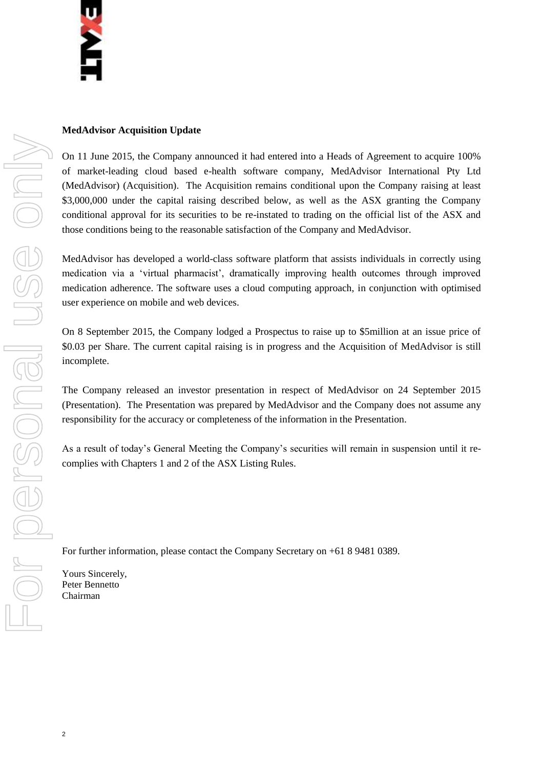**MedAdvisor Acquisition Update**

On 11 June 2015, the Company announced it had entered into a Heads of Agreement to acquire 100% of market-leading cloud based e-health software company, MedAdvisor International Pty Ltd (MedAdvisor) (Acquisition). The Acquisition remains conditional upon the Company raising at least $3,000,000 under the capital raising described below, as well as the ASX granting the Company conditional approval for its securities to be re-instated to trading on the official list of the ASX and those conditions being to the reasonable satisfaction of the Company and MedAdvisor.

MedAdvisor has developed a world-class software platform that assists individuals in correctly using medication via a 'virtual pharmacist', dramatically improving health outcomes through improved medication adherence. The software uses a cloud computing approach, in conjunction with optimised user experience on mobile and web devices.

On 8 September 2015, the Company lodged a Prospectus to raise up to $5million at an issue price of $0.03 per Share. The current capital raising is in progress and the Acquisition of MedAdvisor is still incomplete.

The Company released an investor presentation in respect of MedAdvisor on 24 September 2015 (Presentation). The Presentation was prepared by MedAdvisor and the Company does not assume any responsibility for the accuracy or completeness of the information in the Presentation.

As a result of today's General Meeting the Company's securities will remain in suspension until it re-complies with Chapters 1 and 2 of the ASX Listing Rules.

For further information, please contact the Company Secretary on +61 8 9481 0389.

Yours Sincerely,
Peter Bennetto
Chairman